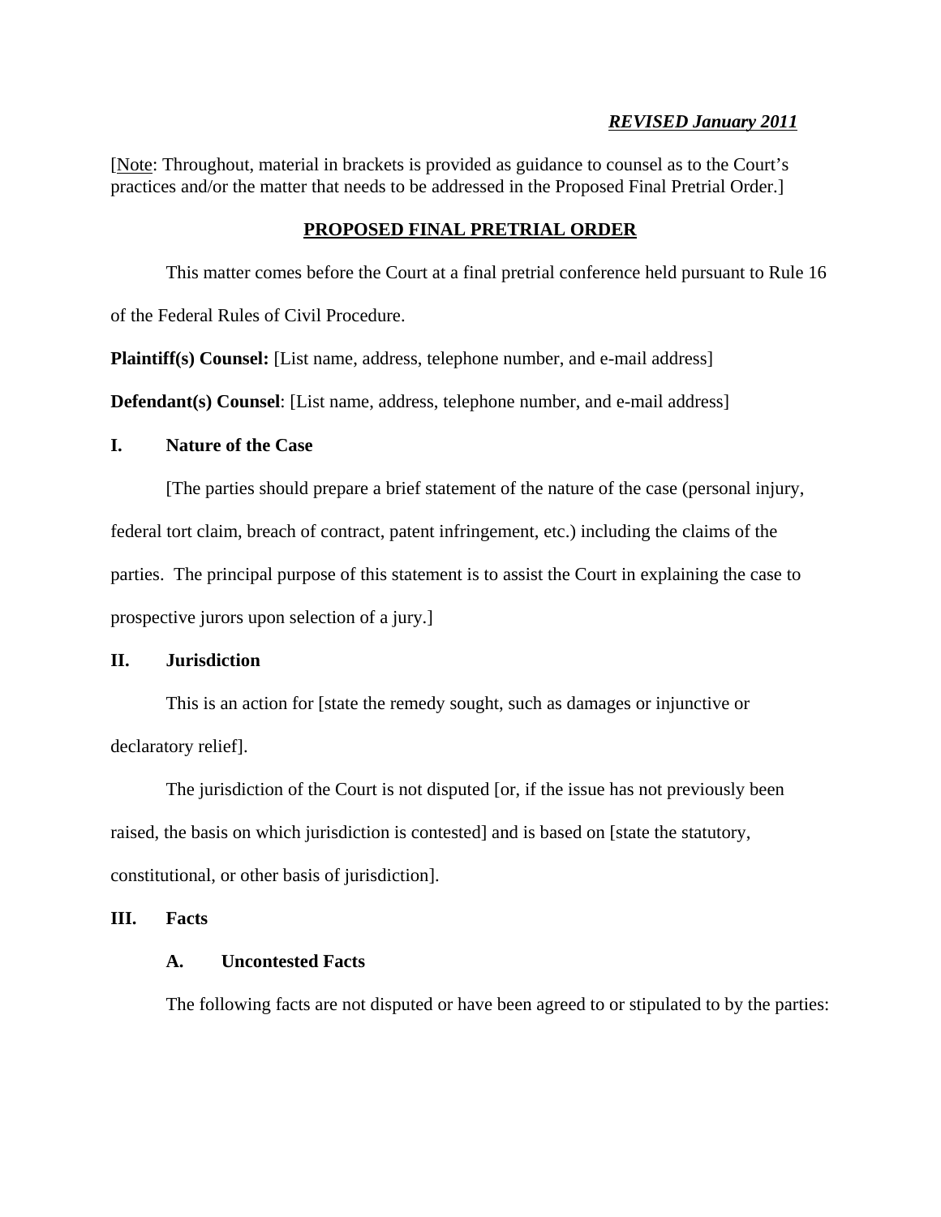*REVISED January 2011*

[Note: Throughout, material in brackets is provided as guidance to counsel as to the Court's practices and/or the matter that needs to be addressed in the Proposed Final Pretrial Order.]

# PROPOSED FINAL PRETRIAL ORDER

This matter comes before the Court at a final pretrial conference held pursuant to Rule 16 of the Federal Rules of Civil Procedure.

**Plaintiff(s) Counsel:** [List name, address, telephone number, and e-mail address]

**Defendant(s) Counsel**: [List name, address, telephone number, and e-mail address]

## I. Nature of the Case

[The parties should prepare a brief statement of the nature of the case (personal injury, federal tort claim, breach of contract, patent infringement, etc.) including the claims of the parties. The principal purpose of this statement is to assist the Court in explaining the case to prospective jurors upon selection of a jury.]

## II. Jurisdiction

This is an action for [state the remedy sought, such as damages or injunctive or declaratory relief].

The jurisdiction of the Court is not disputed [or, if the issue has not previously been raised, the basis on which jurisdiction is contested] and is based on [state the statutory, constitutional, or other basis of jurisdiction].

## III. Facts

### A. Uncontested Facts

The following facts are not disputed or have been agreed to or stipulated to by the parties: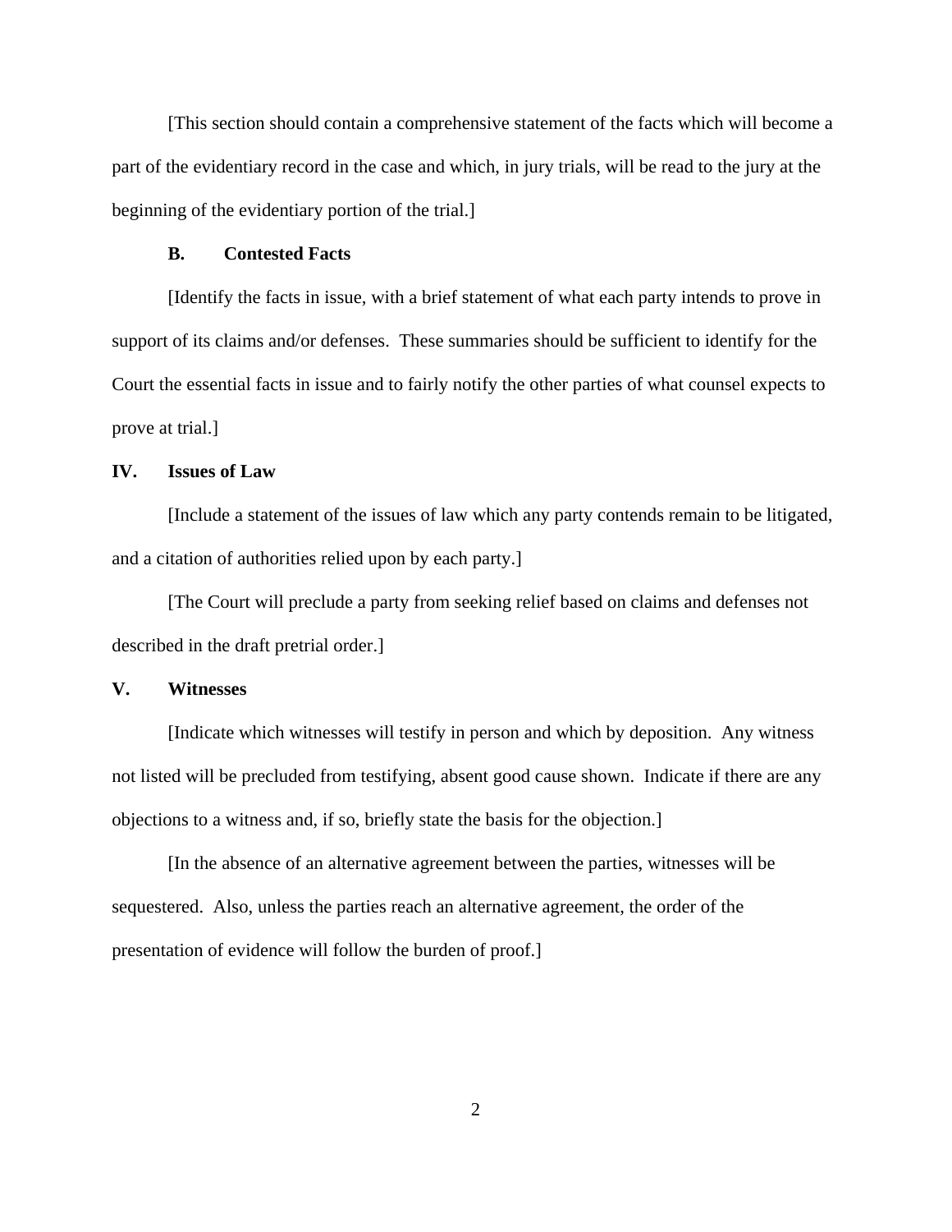[This section should contain a comprehensive statement of the facts which will become a part of the evidentiary record in the case and which, in jury trials, will be read to the jury at the beginning of the evidentiary portion of the trial.]

### B. Contested Facts

[Identify the facts in issue, with a brief statement of what each party intends to prove in support of its claims and/or defenses. These summaries should be sufficient to identify for the Court the essential facts in issue and to fairly notify the other parties of what counsel expects to prove at trial.]

## IV. Issues of Law

[Include a statement of the issues of law which any party contends remain to be litigated, and a citation of authorities relied upon by each party.]

[The Court will preclude a party from seeking relief based on claims and defenses not described in the draft pretrial order.]

## V. Witnesses

[Indicate which witnesses will testify in person and which by deposition. Any witness not listed will be precluded from testifying, absent good cause shown. Indicate if there are any objections to a witness and, if so, briefly state the basis for the objection.]

[In the absence of an alternative agreement between the parties, witnesses will be sequestered. Also, unless the parties reach an alternative agreement, the order of the presentation of evidence will follow the burden of proof.]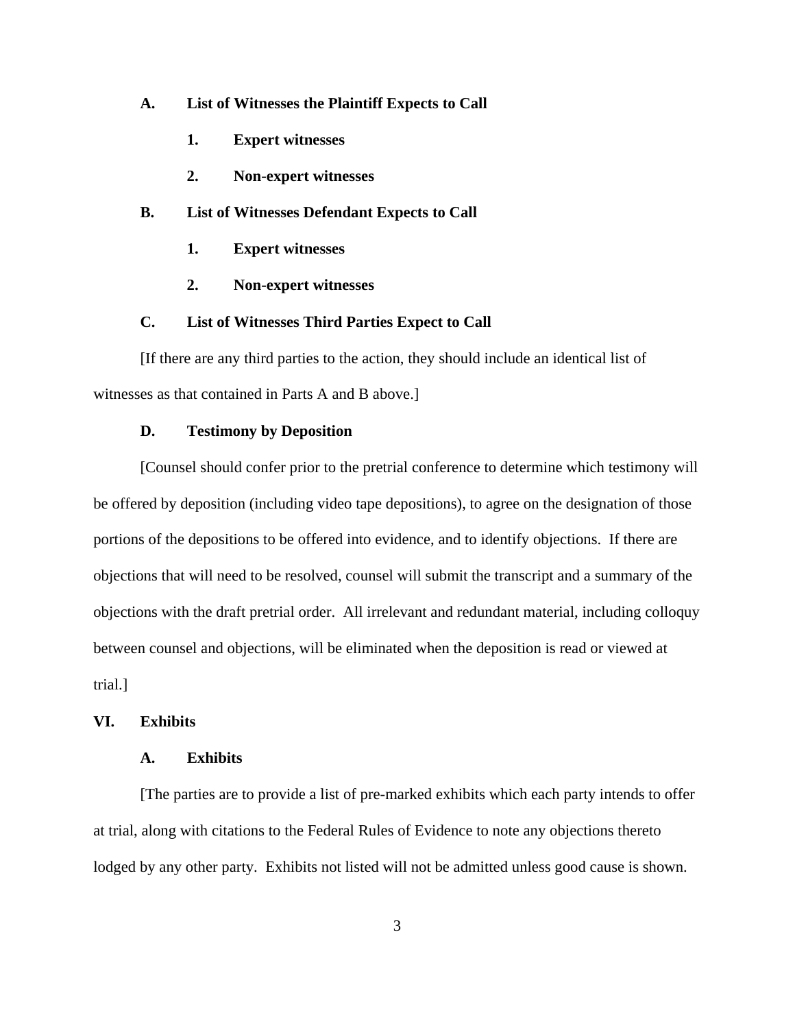### A. List of Witnesses the Plaintiff Expects to Call

#### 1. Expert witnesses

#### 2. Non-expert witnesses

### B. List of Witnesses Defendant Expects to Call

#### 1. Expert witnesses

#### 2. Non-expert witnesses

### C. List of Witnesses Third Parties Expect to Call

[If there are any third parties to the action, they should include an identical list of witnesses as that contained in Parts A and B above.]

### D. Testimony by Deposition

[Counsel should confer prior to the pretrial conference to determine which testimony will be offered by deposition (including video tape depositions), to agree on the designation of those portions of the depositions to be offered into evidence, and to identify objections. If there are objections that will need to be resolved, counsel will submit the transcript and a summary of the objections with the draft pretrial order. All irrelevant and redundant material, including colloquy between counsel and objections, will be eliminated when the deposition is read or viewed at trial.]

## VI. Exhibits

### A. Exhibits

[The parties are to provide a list of pre-marked exhibits which each party intends to offer at trial, along with citations to the Federal Rules of Evidence to note any objections thereto lodged by any other party. Exhibits not listed will not be admitted unless good cause is shown.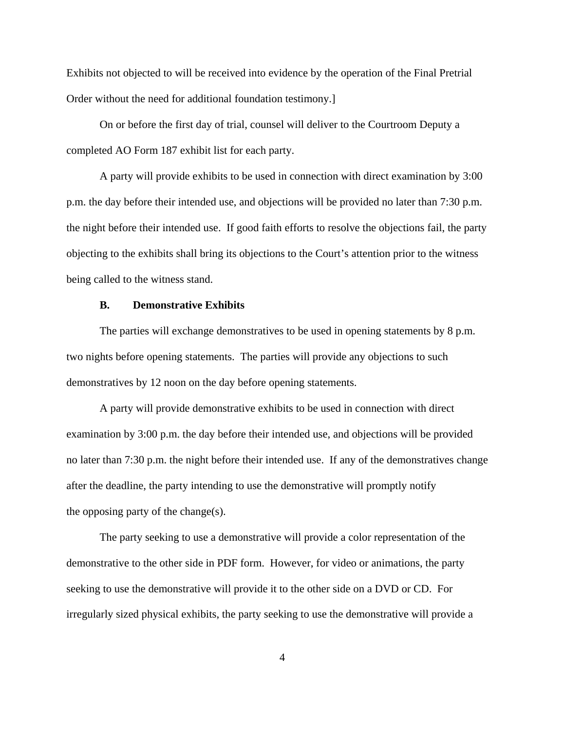Exhibits not objected to will be received into evidence by the operation of the Final Pretrial Order without the need for additional foundation testimony.]

On or before the first day of trial, counsel will deliver to the Courtroom Deputy a completed AO Form 187 exhibit list for each party.

A party will provide exhibits to be used in connection with direct examination by 3:00 p.m. the day before their intended use, and objections will be provided no later than 7:30 p.m. the night before their intended use. If good faith efforts to resolve the objections fail, the party objecting to the exhibits shall bring its objections to the Court's attention prior to the witness being called to the witness stand.

### B. Demonstrative Exhibits

The parties will exchange demonstratives to be used in opening statements by 8 p.m. two nights before opening statements. The parties will provide any objections to such demonstratives by 12 noon on the day before opening statements.

A party will provide demonstrative exhibits to be used in connection with direct examination by 3:00 p.m. the day before their intended use, and objections will be provided no later than 7:30 p.m. the night before their intended use. If any of the demonstratives change after the deadline, the party intending to use the demonstrative will promptly notify the opposing party of the change(s).

The party seeking to use a demonstrative will provide a color representation of the demonstrative to the other side in PDF form. However, for video or animations, the party seeking to use the demonstrative will provide it to the other side on a DVD or CD. For irregularly sized physical exhibits, the party seeking to use the demonstrative will provide a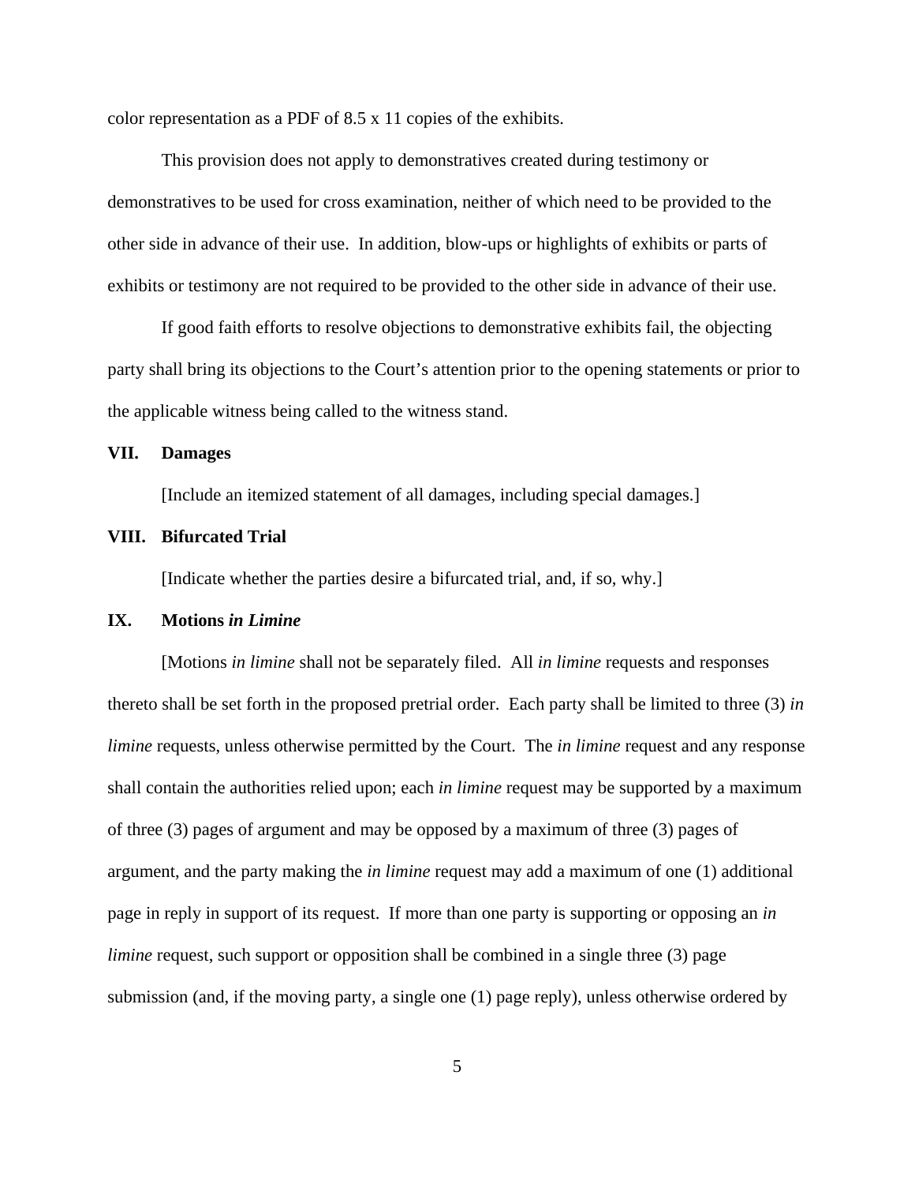color representation as a PDF of 8.5 x 11 copies of the exhibits.

This provision does not apply to demonstratives created during testimony or demonstratives to be used for cross examination, neither of which need to be provided to the other side in advance of their use. In addition, blow-ups or highlights of exhibits or parts of exhibits or testimony are not required to be provided to the other side in advance of their use.

If good faith efforts to resolve objections to demonstrative exhibits fail, the objecting party shall bring its objections to the Court's attention prior to the opening statements or prior to the applicable witness being called to the witness stand.

## VII. Damages

[Include an itemized statement of all damages, including special damages.]

## VIII. Bifurcated Trial

[Indicate whether the parties desire a bifurcated trial, and, if so, why.]

## IX. Motions *in Limine*

[Motions *in limine* shall not be separately filed. All *in limine* requests and responses thereto shall be set forth in the proposed pretrial order. Each party shall be limited to three (3) *in limine* requests, unless otherwise permitted by the Court. The *in limine* request and any response shall contain the authorities relied upon; each *in limine* request may be supported by a maximum of three (3) pages of argument and may be opposed by a maximum of three (3) pages of argument, and the party making the *in limine* request may add a maximum of one (1) additional page in reply in support of its request. If more than one party is supporting or opposing an *in limine* request, such support or opposition shall be combined in a single three (3) page submission (and, if the moving party, a single one (1) page reply), unless otherwise ordered by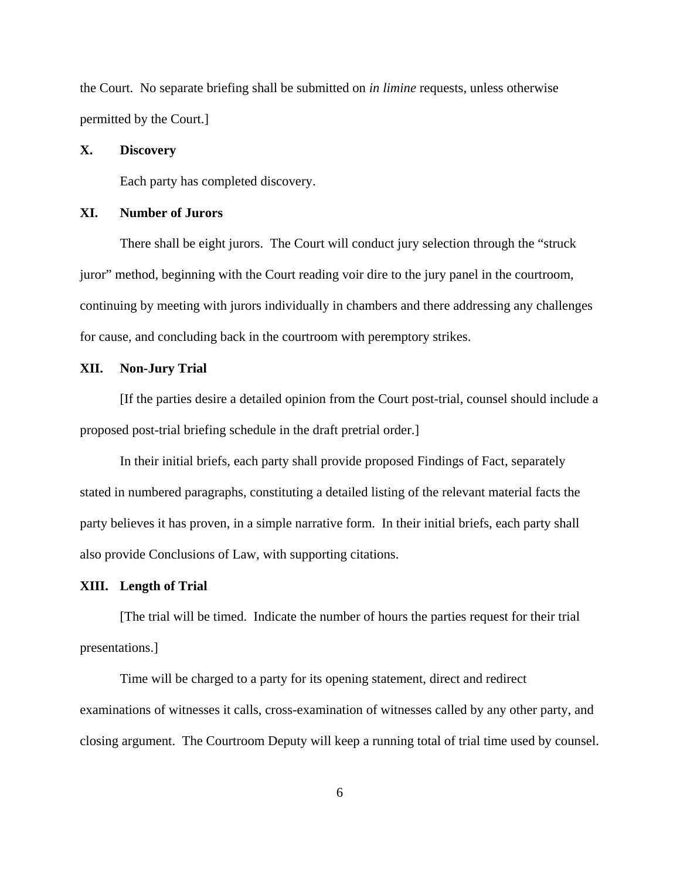the Court. No separate briefing shall be submitted on *in limine* requests, unless otherwise permitted by the Court.]

**X. Discovery**

Each party has completed discovery.

**XI. Number of Jurors**

There shall be eight jurors. The Court will conduct jury selection through the "struck juror" method, beginning with the Court reading voir dire to the jury panel in the courtroom, continuing by meeting with jurors individually in chambers and there addressing any challenges for cause, and concluding back in the courtroom with peremptory strikes.

**XII. Non-Jury Trial**

[If the parties desire a detailed opinion from the Court post-trial, counsel should include a proposed post-trial briefing schedule in the draft pretrial order.]

In their initial briefs, each party shall provide proposed Findings of Fact, separately stated in numbered paragraphs, constituting a detailed listing of the relevant material facts the party believes it has proven, in a simple narrative form. In their initial briefs, each party shall also provide Conclusions of Law, with supporting citations.

**XIII. Length of Trial**

[The trial will be timed. Indicate the number of hours the parties request for their trial presentations.]

Time will be charged to a party for its opening statement, direct and redirect examinations of witnesses it calls, cross-examination of witnesses called by any other party, and closing argument. The Courtroom Deputy will keep a running total of trial time used by counsel.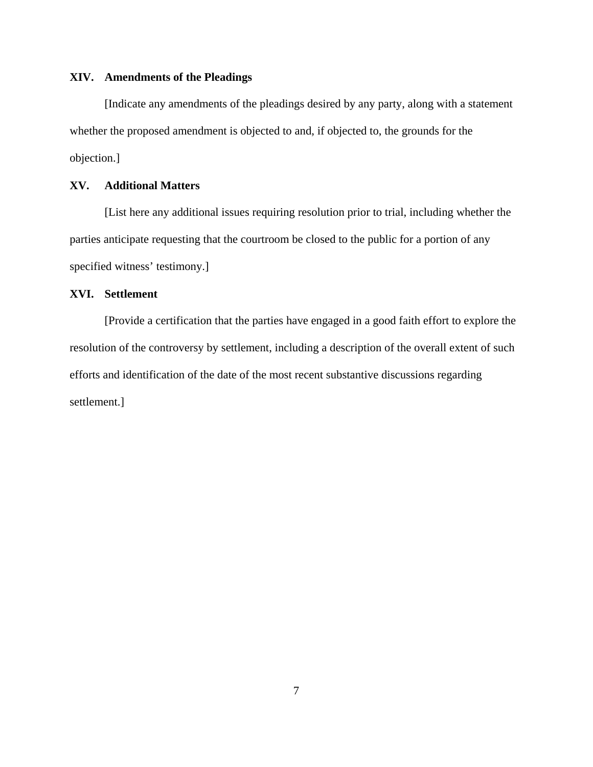## XIV. Amendments of the Pleadings

[Indicate any amendments of the pleadings desired by any party, along with a statement whether the proposed amendment is objected to and, if objected to, the grounds for the objection.]

## XV. Additional Matters

[List here any additional issues requiring resolution prior to trial, including whether the parties anticipate requesting that the courtroom be closed to the public for a portion of any specified witness' testimony.]

## XVI. Settlement

[Provide a certification that the parties have engaged in a good faith effort to explore the resolution of the controversy by settlement, including a description of the overall extent of such efforts and identification of the date of the most recent substantive discussions regarding settlement.]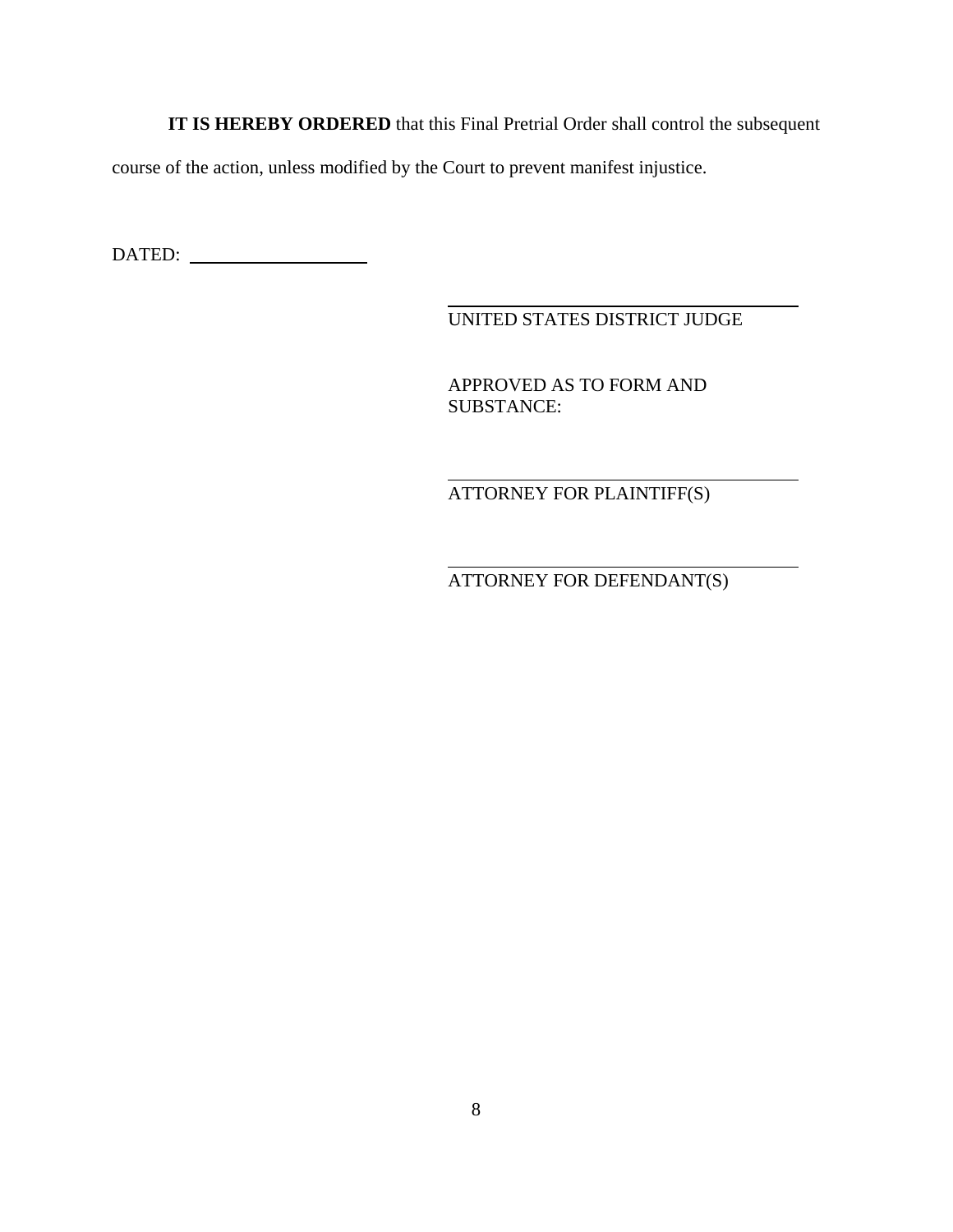**IT IS HEREBY ORDERED** that this Final Pretrial Order shall control the subsequent course of the action, unless modified by the Court to prevent manifest injustice.

DATED: \_\_\_\_\_\_\_\_\_\_\_\_\_\_\_\_\_\_\_\_

\_\_\_\_\_\_\_\_\_\_\_\_\_\_\_\_\_\_\_\_\_\_\_\_\_\_\_\_\_\_\_\_\_\_\_\_

UNITED STATES DISTRICT JUDGE

APPROVED AS TO FORM AND SUBSTANCE:

\_\_\_\_\_\_\_\_\_\_\_\_\_\_\_\_\_\_\_\_\_\_\_\_\_\_\_\_\_\_\_\_\_\_\_\_

ATTORNEY FOR PLAINTIFF(S)

\_\_\_\_\_\_\_\_\_\_\_\_\_\_\_\_\_\_\_\_\_\_\_\_\_\_\_\_\_\_\_\_\_\_\_\_

ATTORNEY FOR DEFENDANT(S)